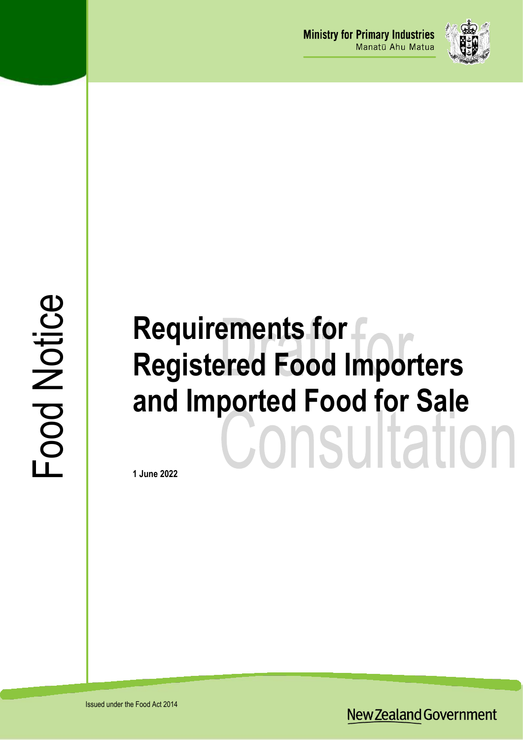Ministry for Primary Industries
Manatū Ahu Matua

Food Notice

# Requirements for Registered Food Importers and Imported Food for Sale

Draft for Consultation

**1 June 2022**

Issued under the Food Act 2014

New Zealand Government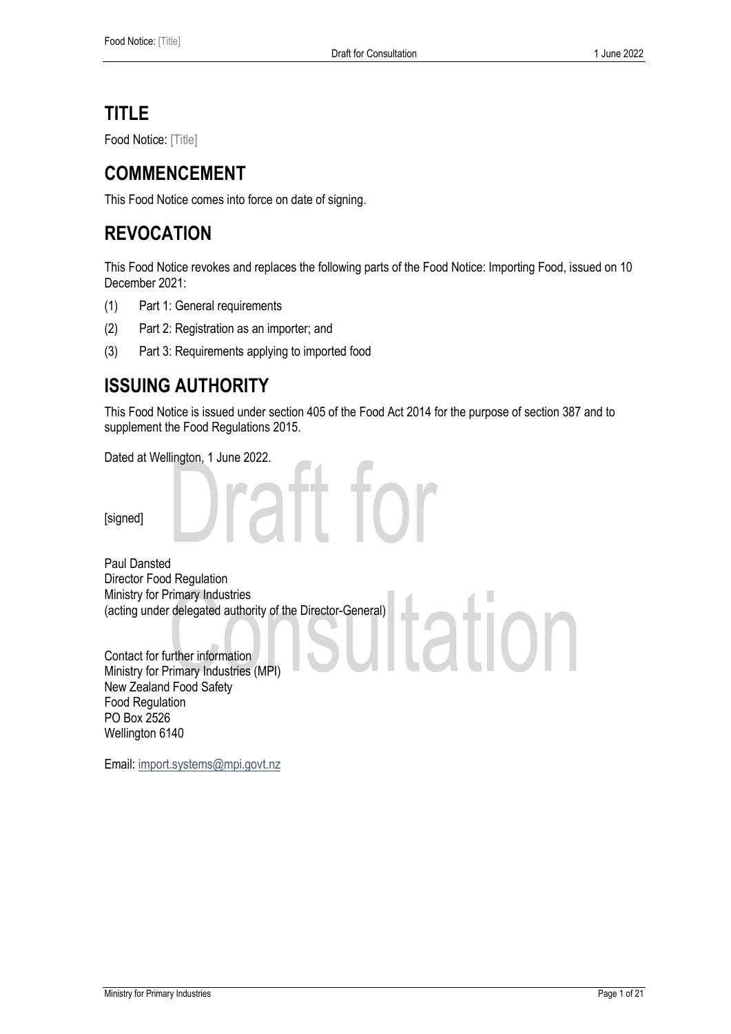# TITLE

Food Notice: [Title]

# COMMENCEMENT

This Food Notice comes into force on date of signing.

# REVOCATION

This Food Notice revokes and replaces the following parts of the Food Notice: Importing Food, issued on 10 December 2021:

(1) Part 1: General requirements

(2) Part 2: Registration as an importer; and

(3) Part 3: Requirements applying to imported food

# ISSUING AUTHORITY

This Food Notice is issued under section 405 of the Food Act 2014 for the purpose of section 387 and to supplement the Food Regulations 2015.

Dated at Wellington, 1 June 2022.

[signed]

Paul Dansted
Director Food Regulation
Ministry for Primary Industries
(acting under delegated authority of the Director-General)

Contact for further information
Ministry for Primary Industries (MPI)
New Zealand Food Safety
Food Regulation
PO Box 2526
Wellington 6140

Email: import.systems@mpi.govt.nz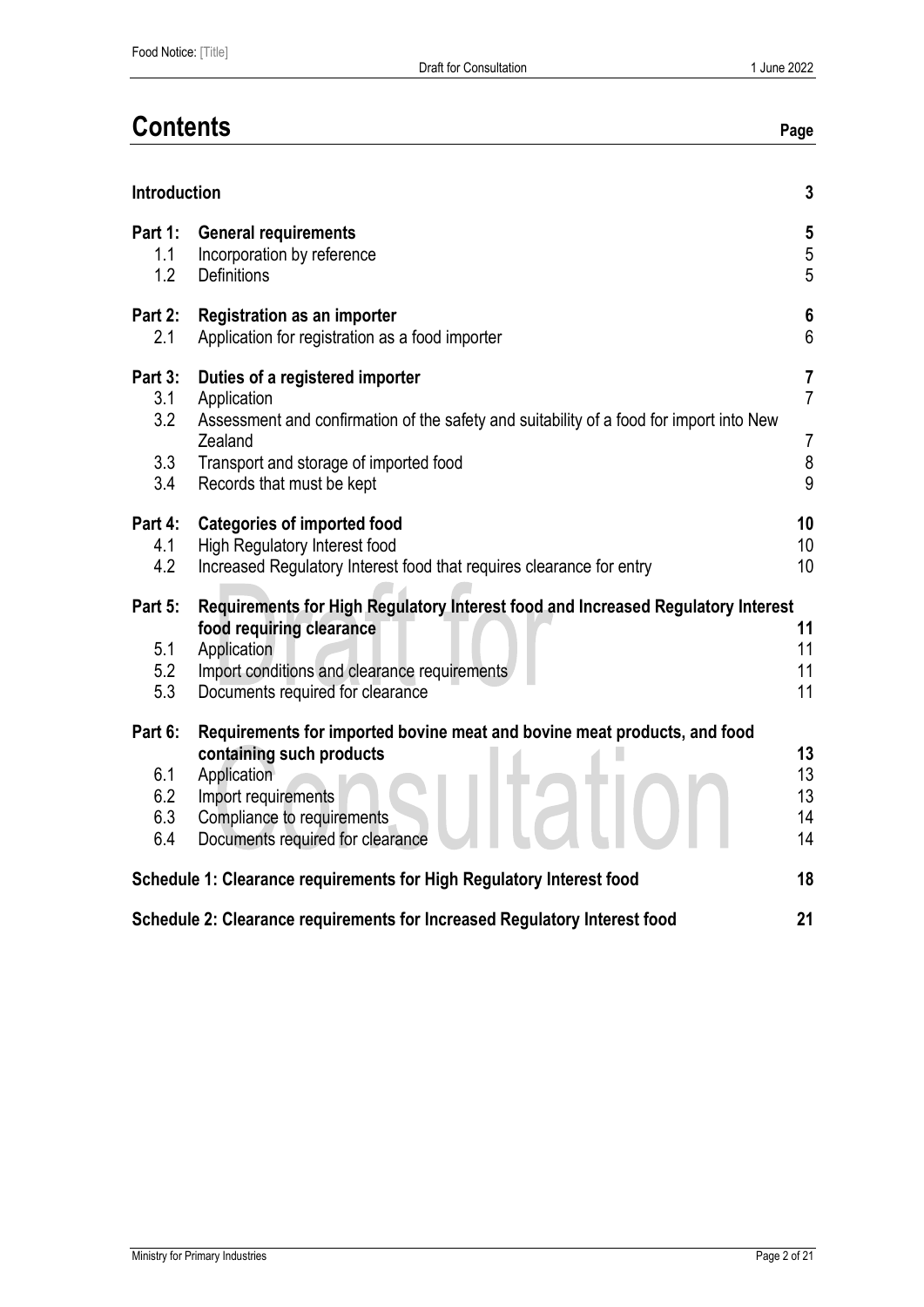# Contents

| | | Page |
|---|---|---|
| **Introduction** | | **3** |
| **Part 1:** | **General requirements** | **5** |
| 1.1 | Incorporation by reference | 5 |
| 1.2 | Definitions | 5 |
| **Part 2:** | **Registration as an importer** | **6** |
| 2.1 | Application for registration as a food importer | 6 |
| **Part 3:** | **Duties of a registered importer** | **7** |
| 3.1 | Application | 7 |
| 3.2 | Assessment and confirmation of the safety and suitability of a food for import into New Zealand | 7 |
| 3.3 | Transport and storage of imported food | 8 |
| 3.4 | Records that must be kept | 9 |
| **Part 4:** | **Categories of imported food** | **10** |
| 4.1 | High Regulatory Interest food | 10 |
| 4.2 | Increased Regulatory Interest food that requires clearance for entry | 10 |
| **Part 5:** | **Requirements for High Regulatory Interest food and Increased Regulatory Interest food requiring clearance** | **11** |
| 5.1 | Application | 11 |
| 5.2 | Import conditions and clearance requirements | 11 |
| 5.3 | Documents required for clearance | 11 |
| **Part 6:** | **Requirements for imported bovine meat and bovine meat products, and food containing such products** | **13** |
| 6.1 | Application | 13 |
| 6.2 | Import requirements | 13 |
| 6.3 | Compliance to requirements | 14 |
| 6.4 | Documents required for clearance | 14 |
| **Schedule 1: Clearance requirements for High Regulatory Interest food** | | **18** |
| **Schedule 2: Clearance requirements for Increased Regulatory Interest food** | | **21** |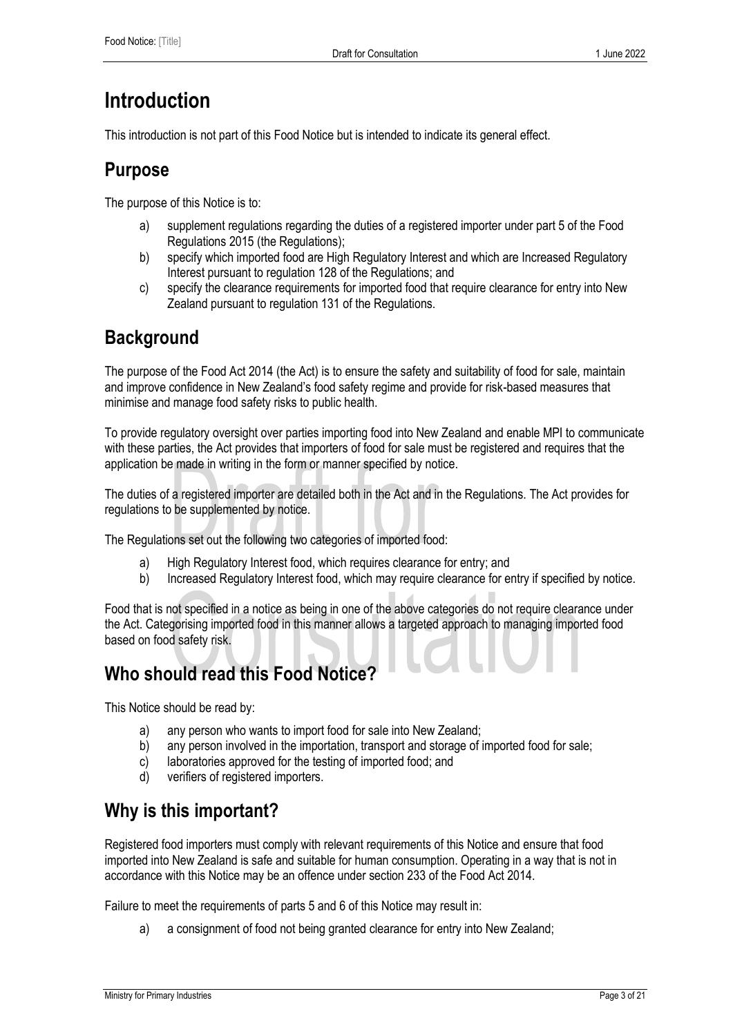# Introduction

This introduction is not part of this Food Notice but is intended to indicate its general effect.

## Purpose

The purpose of this Notice is to:

a) supplement regulations regarding the duties of a registered importer under part 5 of the Food Regulations 2015 (the Regulations);
b) specify which imported food are High Regulatory Interest and which are Increased Regulatory Interest pursuant to regulation 128 of the Regulations; and
c) specify the clearance requirements for imported food that require clearance for entry into New Zealand pursuant to regulation 131 of the Regulations.

## Background

The purpose of the Food Act 2014 (the Act) is to ensure the safety and suitability of food for sale, maintain and improve confidence in New Zealand's food safety regime and provide for risk-based measures that minimise and manage food safety risks to public health.

To provide regulatory oversight over parties importing food into New Zealand and enable MPI to communicate with these parties, the Act provides that importers of food for sale must be registered and requires that the application be made in writing in the form or manner specified by notice.

The duties of a registered importer are detailed both in the Act and in the Regulations. The Act provides for regulations to be supplemented by notice.

The Regulations set out the following two categories of imported food:

a) High Regulatory Interest food, which requires clearance for entry; and
b) Increased Regulatory Interest food, which may require clearance for entry if specified by notice.

Food that is not specified in a notice as being in one of the above categories do not require clearance under the Act. Categorising imported food in this manner allows a targeted approach to managing imported food based on food safety risk.

## Who should read this Food Notice?

This Notice should be read by:

a) any person who wants to import food for sale into New Zealand;
b) any person involved in the importation, transport and storage of imported food for sale;
c) laboratories approved for the testing of imported food; and
d) verifiers of registered importers.

## Why is this important?

Registered food importers must comply with relevant requirements of this Notice and ensure that food imported into New Zealand is safe and suitable for human consumption. Operating in a way that is not in accordance with this Notice may be an offence under section 233 of the Food Act 2014.

Failure to meet the requirements of parts 5 and 6 of this Notice may result in:

a) a consignment of food not being granted clearance for entry into New Zealand;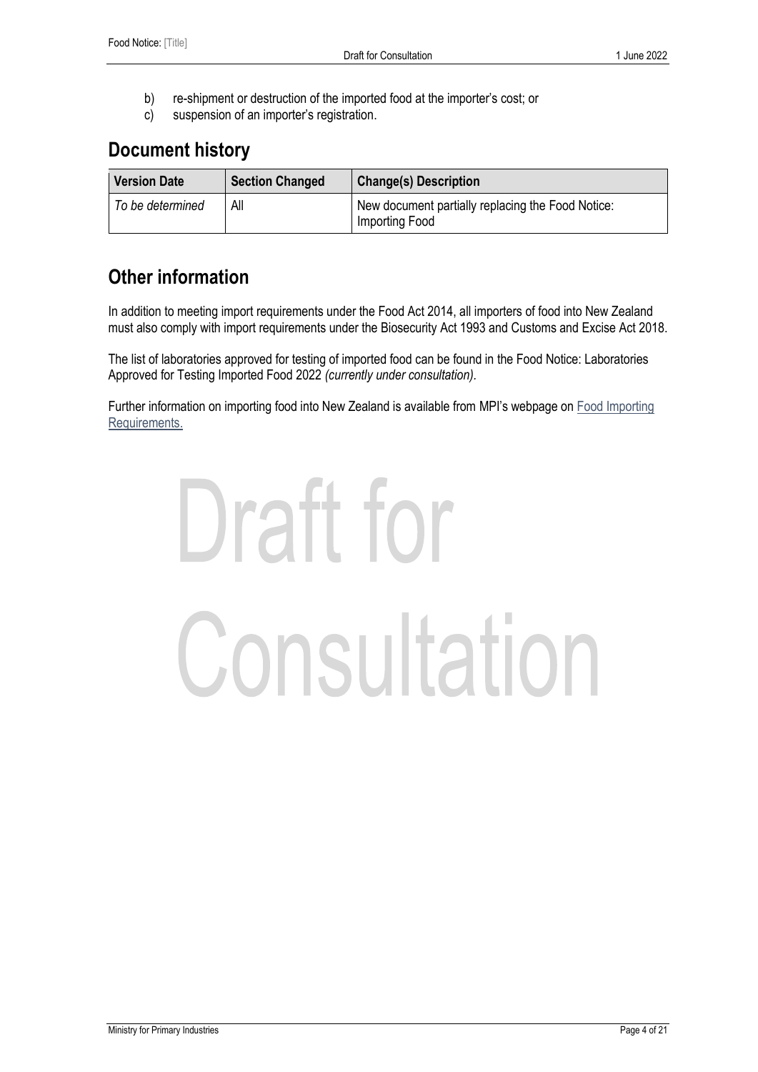b) re-shipment or destruction of the imported food at the importer's cost; or

c) suspension of an importer's registration.

## Document history

| Version Date | Section Changed | Change(s) Description |
|---|---|---|
| *To be determined* | All | New document partially replacing the Food Notice: Importing Food |

## Other information

In addition to meeting import requirements under the Food Act 2014, all importers of food into New Zealand must also comply with import requirements under the Biosecurity Act 1993 and Customs and Excise Act 2018.

The list of laboratories approved for testing of imported food can be found in the Food Notice: Laboratories Approved for Testing Imported Food 2022 *(currently under consultation).*

Further information on importing food into New Zealand is available from MPI's webpage on Food Importing Requirements.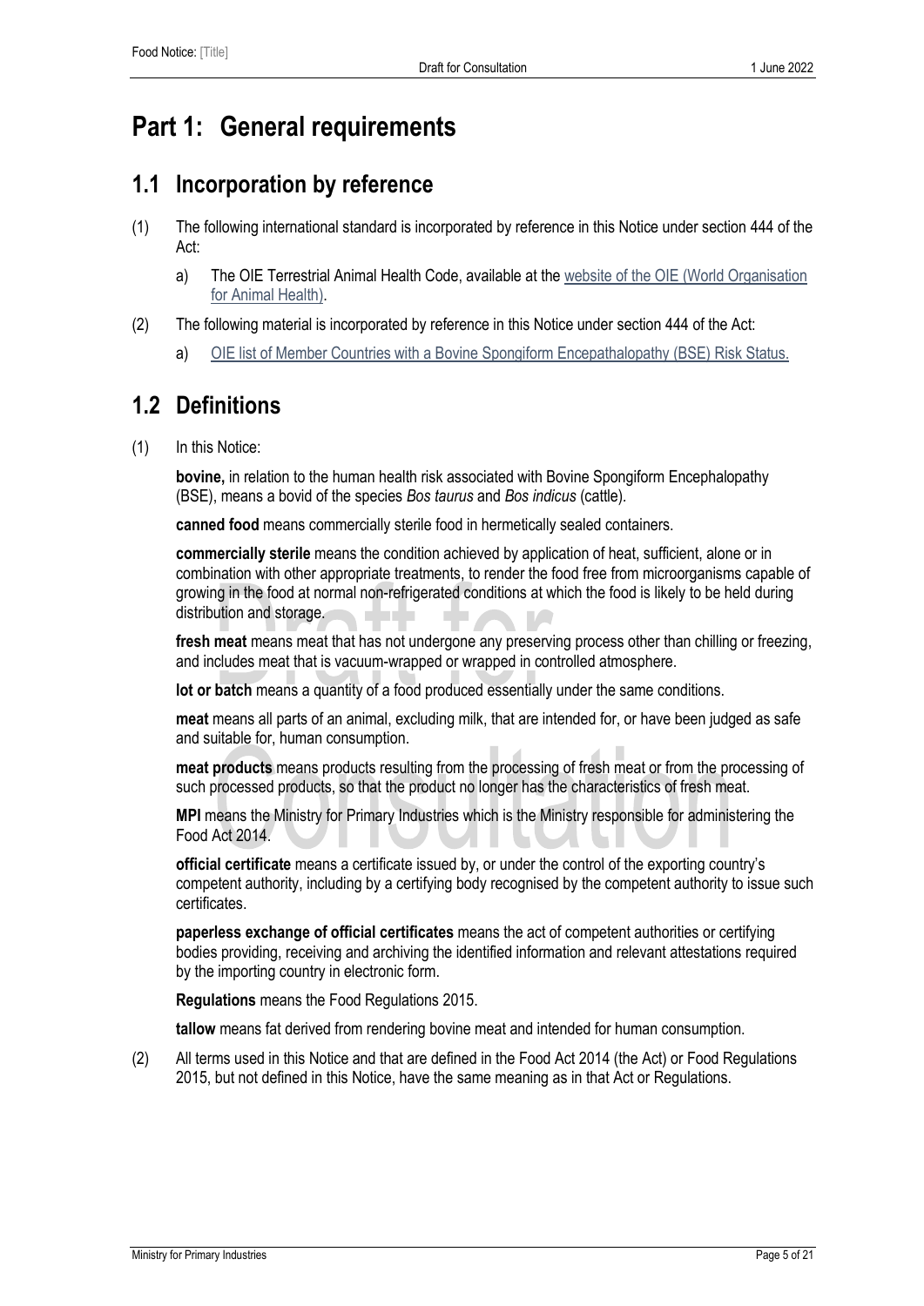# Part 1: General requirements

## 1.1 Incorporation by reference

(1) The following international standard is incorporated by reference in this Notice under section 444 of the Act:

a) The OIE Terrestrial Animal Health Code, available at the website of the OIE (World Organisation for Animal Health).

(2) The following material is incorporated by reference in this Notice under section 444 of the Act:

a) OIE list of Member Countries with a Bovine Spongiform Encepathalopathy (BSE) Risk Status.

## 1.2 Definitions

(1) In this Notice:

**bovine,** in relation to the human health risk associated with Bovine Spongiform Encephalopathy (BSE), means a bovid of the species *Bos taurus* and *Bos indicus* (cattle).

**canned food** means commercially sterile food in hermetically sealed containers.

**commercially sterile** means the condition achieved by application of heat, sufficient, alone or in combination with other appropriate treatments, to render the food free from microorganisms capable of growing in the food at normal non-refrigerated conditions at which the food is likely to be held during distribution and storage.

**fresh meat** means meat that has not undergone any preserving process other than chilling or freezing, and includes meat that is vacuum-wrapped or wrapped in controlled atmosphere.

**lot or batch** means a quantity of a food produced essentially under the same conditions.

**meat** means all parts of an animal, excluding milk, that are intended for, or have been judged as safe and suitable for, human consumption.

**meat products** means products resulting from the processing of fresh meat or from the processing of such processed products, so that the product no longer has the characteristics of fresh meat.

**MPI** means the Ministry for Primary Industries which is the Ministry responsible for administering the Food Act 2014.

**official certificate** means a certificate issued by, or under the control of the exporting country's competent authority, including by a certifying body recognised by the competent authority to issue such certificates.

**paperless exchange of official certificates** means the act of competent authorities or certifying bodies providing, receiving and archiving the identified information and relevant attestations required by the importing country in electronic form.

**Regulations** means the Food Regulations 2015.

**tallow** means fat derived from rendering bovine meat and intended for human consumption.

(2) All terms used in this Notice and that are defined in the Food Act 2014 (the Act) or Food Regulations 2015, but not defined in this Notice, have the same meaning as in that Act or Regulations.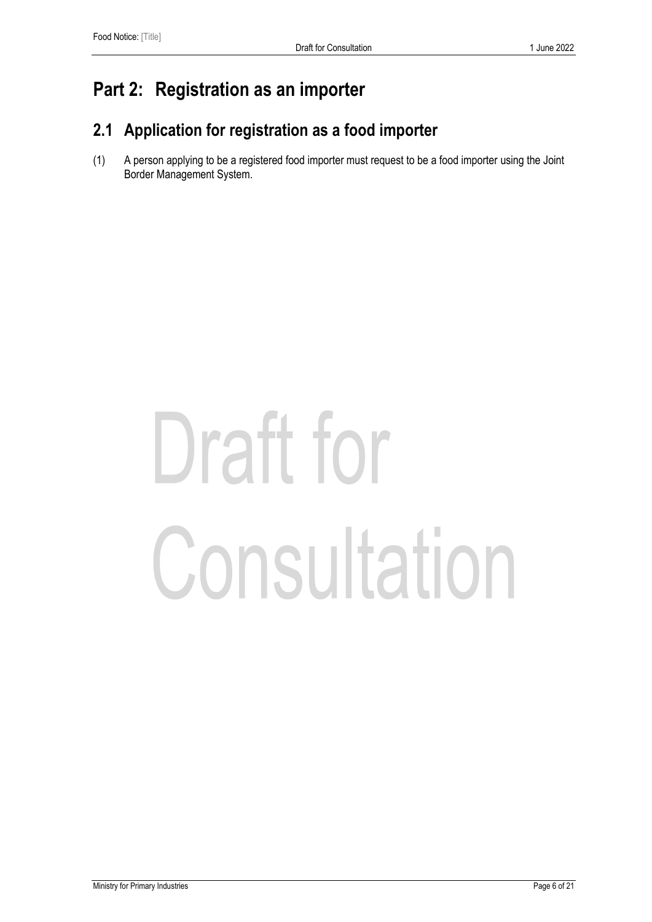# Part 2: Registration as an importer

## 2.1 Application for registration as a food importer

(1) A person applying to be a registered food importer must request to be a food importer using the Joint Border Management System.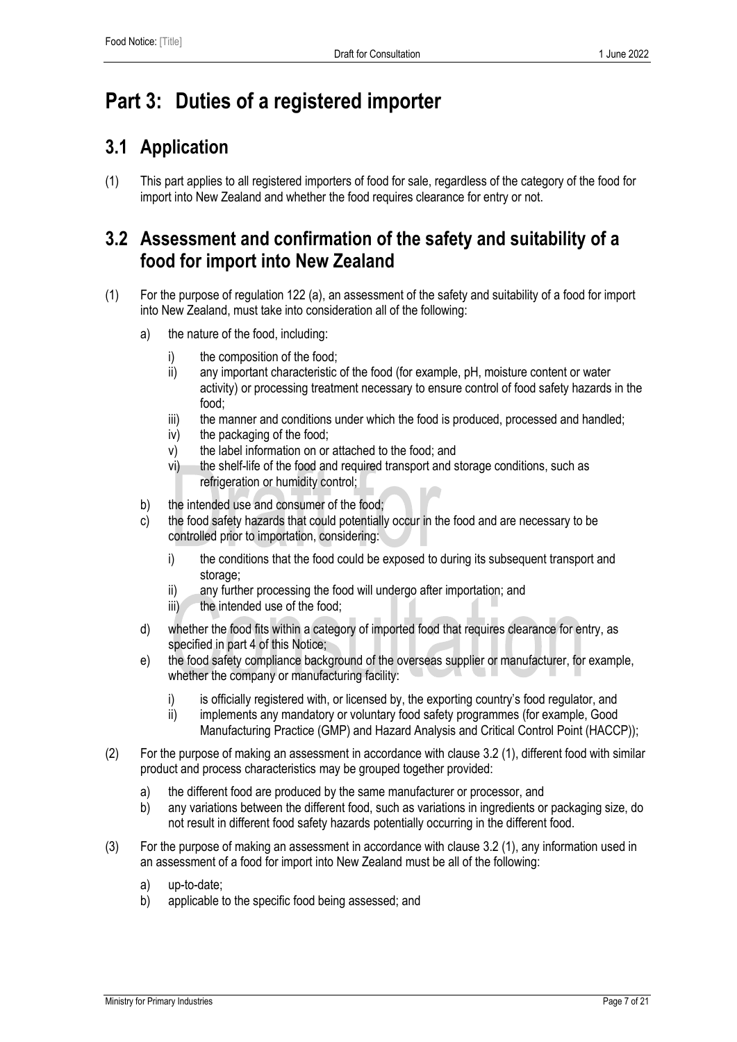# Part 3: Duties of a registered importer

## 3.1 Application

(1) This part applies to all registered importers of food for sale, regardless of the category of the food for import into New Zealand and whether the food requires clearance for entry or not.

## 3.2 Assessment and confirmation of the safety and suitability of a food for import into New Zealand

(1) For the purpose of regulation 122 (a), an assessment of the safety and suitability of a food for import into New Zealand, must take into consideration all of the following:

- a) the nature of the food, including:
  - i) the composition of the food;
  - ii) any important characteristic of the food (for example, pH, moisture content or water activity) or processing treatment necessary to ensure control of food safety hazards in the food;
  - iii) the manner and conditions under which the food is produced, processed and handled;
  - iv) the packaging of the food;
  - v) the label information on or attached to the food; and
  - vi) the shelf-life of the food and required transport and storage conditions, such as refrigeration or humidity control;
- b) the intended use and consumer of the food;
- c) the food safety hazards that could potentially occur in the food and are necessary to be controlled prior to importation, considering:
  - i) the conditions that the food could be exposed to during its subsequent transport and storage;
  - ii) any further processing the food will undergo after importation; and
  - iii) the intended use of the food;
- d) whether the food fits within a category of imported food that requires clearance for entry, as specified in part 4 of this Notice;
- e) the food safety compliance background of the overseas supplier or manufacturer, for example, whether the company or manufacturing facility:
  - i) is officially registered with, or licensed by, the exporting country's food regulator, and
  - ii) implements any mandatory or voluntary food safety programmes (for example, Good Manufacturing Practice (GMP) and Hazard Analysis and Critical Control Point (HACCP));

(2) For the purpose of making an assessment in accordance with clause 3.2 (1), different food with similar product and process characteristics may be grouped together provided:

- a) the different food are produced by the same manufacturer or processor, and
- b) any variations between the different food, such as variations in ingredients or packaging size, do not result in different food safety hazards potentially occurring in the different food.

(3) For the purpose of making an assessment in accordance with clause 3.2 (1), any information used in an assessment of a food for import into New Zealand must be all of the following:

- a) up-to-date;
- b) applicable to the specific food being assessed; and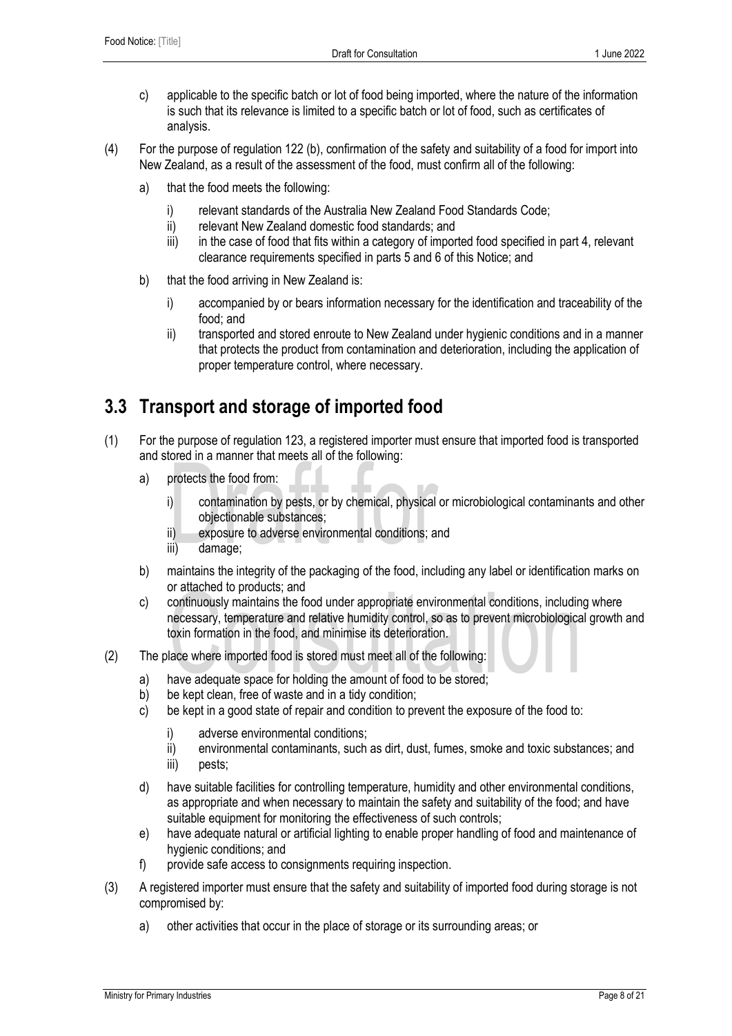c) applicable to the specific batch or lot of food being imported, where the nature of the information is such that its relevance is limited to a specific batch or lot of food, such as certificates of analysis.

(4) For the purpose of regulation 122 (b), confirmation of the safety and suitability of a food for import into New Zealand, as a result of the assessment of the food, must confirm all of the following:

a) that the food meets the following:

i) relevant standards of the Australia New Zealand Food Standards Code;

ii) relevant New Zealand domestic food standards; and

iii) in the case of food that fits within a category of imported food specified in part 4, relevant clearance requirements specified in parts 5 and 6 of this Notice; and

b) that the food arriving in New Zealand is:

i) accompanied by or bears information necessary for the identification and traceability of the food; and

ii) transported and stored enroute to New Zealand under hygienic conditions and in a manner that protects the product from contamination and deterioration, including the application of proper temperature control, where necessary.

## 3.3 Transport and storage of imported food

(1) For the purpose of regulation 123, a registered importer must ensure that imported food is transported and stored in a manner that meets all of the following:

a) protects the food from:

i) contamination by pests, or by chemical, physical or microbiological contaminants and other objectionable substances;

ii) exposure to adverse environmental conditions; and

iii) damage;

b) maintains the integrity of the packaging of the food, including any label or identification marks on or attached to products; and

c) continuously maintains the food under appropriate environmental conditions, including where necessary, temperature and relative humidity control, so as to prevent microbiological growth and toxin formation in the food, and minimise its deterioration.

(2) The place where imported food is stored must meet all of the following:

a) have adequate space for holding the amount of food to be stored;

b) be kept clean, free of waste and in a tidy condition;

c) be kept in a good state of repair and condition to prevent the exposure of the food to:

i) adverse environmental conditions;

ii) environmental contaminants, such as dirt, dust, fumes, smoke and toxic substances; and

iii) pests;

d) have suitable facilities for controlling temperature, humidity and other environmental conditions, as appropriate and when necessary to maintain the safety and suitability of the food; and have suitable equipment for monitoring the effectiveness of such controls;

e) have adequate natural or artificial lighting to enable proper handling of food and maintenance of hygienic conditions; and

f) provide safe access to consignments requiring inspection.

(3) A registered importer must ensure that the safety and suitability of imported food during storage is not compromised by:

a) other activities that occur in the place of storage or its surrounding areas; or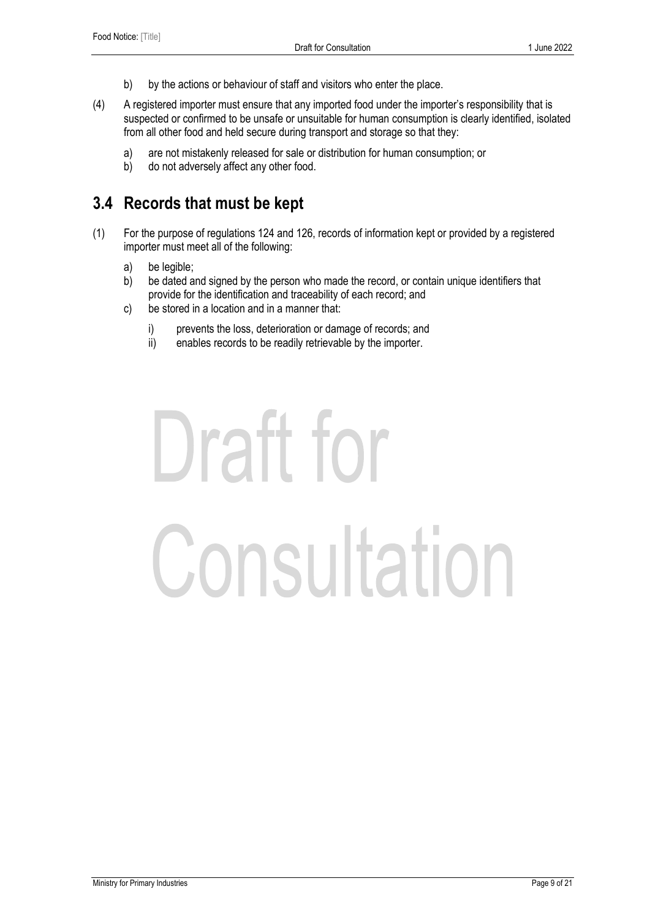b) by the actions or behaviour of staff and visitors who enter the place.

(4) A registered importer must ensure that any imported food under the importer's responsibility that is suspected or confirmed to be unsafe or unsuitable for human consumption is clearly identified, isolated from all other food and held secure during transport and storage so that they:

a) are not mistakenly released for sale or distribution for human consumption; or
b) do not adversely affect any other food.

## 3.4 Records that must be kept

(1) For the purpose of regulations 124 and 126, records of information kept or provided by a registered importer must meet all of the following:

a) be legible;
b) be dated and signed by the person who made the record, or contain unique identifiers that provide for the identification and traceability of each record; and
c) be stored in a location and in a manner that:

i) prevents the loss, deterioration or damage of records; and
ii) enables records to be readily retrievable by the importer.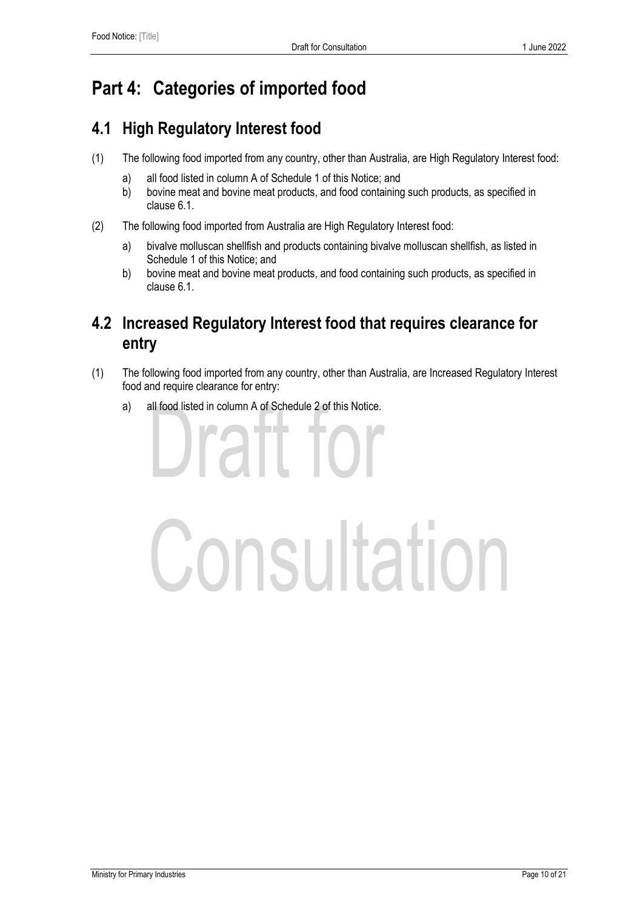# Part 4: Categories of imported food

## 4.1 High Regulatory Interest food

(1) The following food imported from any country, other than Australia, are High Regulatory Interest food:

  a) all food listed in column A of Schedule 1 of this Notice; and
  b) bovine meat and bovine meat products, and food containing such products, as specified in clause 6.1.

(2) The following food imported from Australia are High Regulatory Interest food:

  a) bivalve molluscan shellfish and products containing bivalve molluscan shellfish, as listed in Schedule 1 of this Notice; and
  b) bovine meat and bovine meat products, and food containing such products, as specified in clause 6.1.

## 4.2 Increased Regulatory Interest food that requires clearance for entry

(1) The following food imported from any country, other than Australia, are Increased Regulatory Interest food and require clearance for entry:

  a) all food listed in column A of Schedule 2 of this Notice.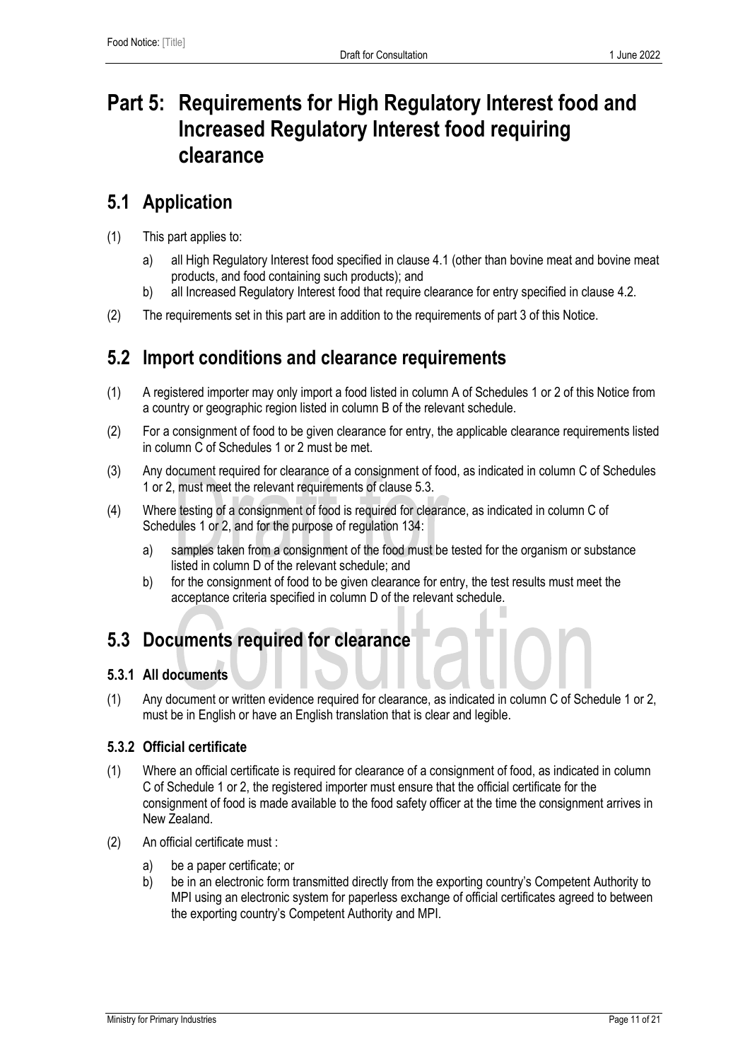# Part 5: Requirements for High Regulatory Interest food and Increased Regulatory Interest food requiring clearance

## 5.1 Application

(1) This part applies to:

a) all High Regulatory Interest food specified in clause 4.1 (other than bovine meat and bovine meat products, and food containing such products); and

b) all Increased Regulatory Interest food that require clearance for entry specified in clause 4.2.

(2) The requirements set in this part are in addition to the requirements of part 3 of this Notice.

## 5.2 Import conditions and clearance requirements

(1) A registered importer may only import a food listed in column A of Schedules 1 or 2 of this Notice from a country or geographic region listed in column B of the relevant schedule.

(2) For a consignment of food to be given clearance for entry, the applicable clearance requirements listed in column C of Schedules 1 or 2 must be met.

(3) Any document required for clearance of a consignment of food, as indicated in column C of Schedules 1 or 2, must meet the relevant requirements of clause 5.3.

(4) Where testing of a consignment of food is required for clearance, as indicated in column C of Schedules 1 or 2, and for the purpose of regulation 134:

a) samples taken from a consignment of the food must be tested for the organism or substance listed in column D of the relevant schedule; and

b) for the consignment of food to be given clearance for entry, the test results must meet the acceptance criteria specified in column D of the relevant schedule.

## 5.3 Documents required for clearance

### 5.3.1 All documents

(1) Any document or written evidence required for clearance, as indicated in column C of Schedule 1 or 2, must be in English or have an English translation that is clear and legible.

### 5.3.2 Official certificate

(1) Where an official certificate is required for clearance of a consignment of food, as indicated in column C of Schedule 1 or 2, the registered importer must ensure that the official certificate for the consignment of food is made available to the food safety officer at the time the consignment arrives in New Zealand.

(2) An official certificate must :

a) be a paper certificate; or

b) be in an electronic form transmitted directly from the exporting country's Competent Authority to MPI using an electronic system for paperless exchange of official certificates agreed to between the exporting country's Competent Authority and MPI.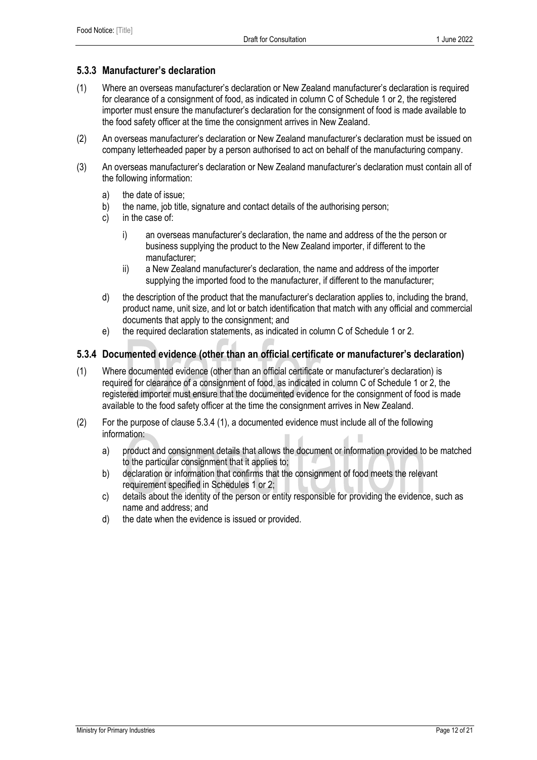### 5.3.3 Manufacturer's declaration

(1) Where an overseas manufacturer's declaration or New Zealand manufacturer's declaration is required for clearance of a consignment of food, as indicated in column C of Schedule 1 or 2, the registered importer must ensure the manufacturer's declaration for the consignment of food is made available to the food safety officer at the time the consignment arrives in New Zealand.

(2) An overseas manufacturer's declaration or New Zealand manufacturer's declaration must be issued on company letterheaded paper by a person authorised to act on behalf of the manufacturing company.

(3) An overseas manufacturer's declaration or New Zealand manufacturer's declaration must contain all of the following information:

- a) the date of issue;
- b) the name, job title, signature and contact details of the authorising person;
- c) in the case of:
  - i) an overseas manufacturer's declaration, the name and address of the the person or business supplying the product to the New Zealand importer, if different to the manufacturer;
  - ii) a New Zealand manufacturer's declaration, the name and address of the importer supplying the imported food to the manufacturer, if different to the manufacturer;
- d) the description of the product that the manufacturer's declaration applies to, including the brand, product name, unit size, and lot or batch identification that match with any official and commercial documents that apply to the consignment; and
- e) the required declaration statements, as indicated in column C of Schedule 1 or 2.

### 5.3.4 Documented evidence (other than an official certificate or manufacturer's declaration)

(1) Where documented evidence (other than an official certificate or manufacturer's declaration) is required for clearance of a consignment of food, as indicated in column C of Schedule 1 or 2, the registered importer must ensure that the documented evidence for the consignment of food is made available to the food safety officer at the time the consignment arrives in New Zealand.

(2) For the purpose of clause 5.3.4 (1), a documented evidence must include all of the following information:

- a) product and consignment details that allows the document or information provided to be matched to the particular consignment that it applies to;
- b) declaration or information that confirms that the consignment of food meets the relevant requirement specified in Schedules 1 or 2;
- c) details about the identity of the person or entity responsible for providing the evidence, such as name and address; and
- d) the date when the evidence is issued or provided.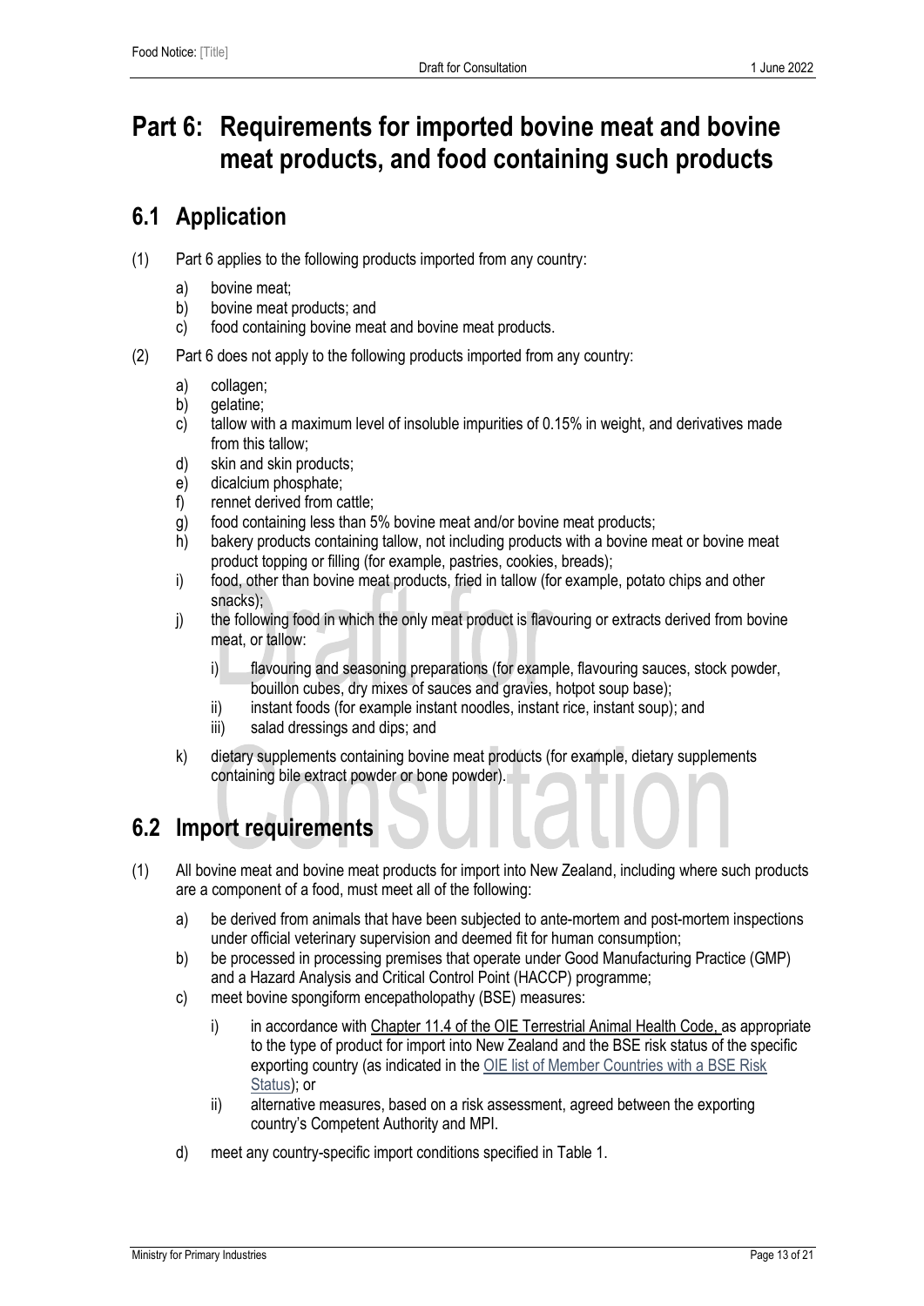# Part 6: Requirements for imported bovine meat and bovine meat products, and food containing such products

## 6.1 Application

(1) Part 6 applies to the following products imported from any country:

   a) bovine meat;
   b) bovine meat products; and
   c) food containing bovine meat and bovine meat products.

(2) Part 6 does not apply to the following products imported from any country:

   a) collagen;
   b) gelatine;
   c) tallow with a maximum level of insoluble impurities of 0.15% in weight, and derivatives made from this tallow;
   d) skin and skin products;
   e) dicalcium phosphate;
   f) rennet derived from cattle;
   g) food containing less than 5% bovine meat and/or bovine meat products;
   h) bakery products containing tallow, not including products with a bovine meat or bovine meat product topping or filling (for example, pastries, cookies, breads);
   i) food, other than bovine meat products, fried in tallow (for example, potato chips and other snacks);
   j) the following food in which the only meat product is flavouring or extracts derived from bovine meat, or tallow:

      i) flavouring and seasoning preparations (for example, flavouring sauces, stock powder, bouillon cubes, dry mixes of sauces and gravies, hotpot soup base);
      ii) instant foods (for example instant noodles, instant rice, instant soup); and
      iii) salad dressings and dips; and

   k) dietary supplements containing bovine meat products (for example, dietary supplements containing bile extract powder or bone powder).

## 6.2 Import requirements

(1) All bovine meat and bovine meat products for import into New Zealand, including where such products are a component of a food, must meet all of the following:

   a) be derived from animals that have been subjected to ante-mortem and post-mortem inspections under official veterinary supervision and deemed fit for human consumption;
   b) be processed in processing premises that operate under Good Manufacturing Practice (GMP) and a Hazard Analysis and Critical Control Point (HACCP) programme;
   c) meet bovine spongiform encepathalopathy (BSE) measures:

      i) in accordance with Chapter 11.4 of the OIE Terrestrial Animal Health Code, as appropriate to the type of product for import into New Zealand and the BSE risk status of the specific exporting country (as indicated in the OIE list of Member Countries with a BSE Risk Status); or
      ii) alternative measures, based on a risk assessment, agreed between the exporting country's Competent Authority and MPI.

   d) meet any country-specific import conditions specified in Table 1.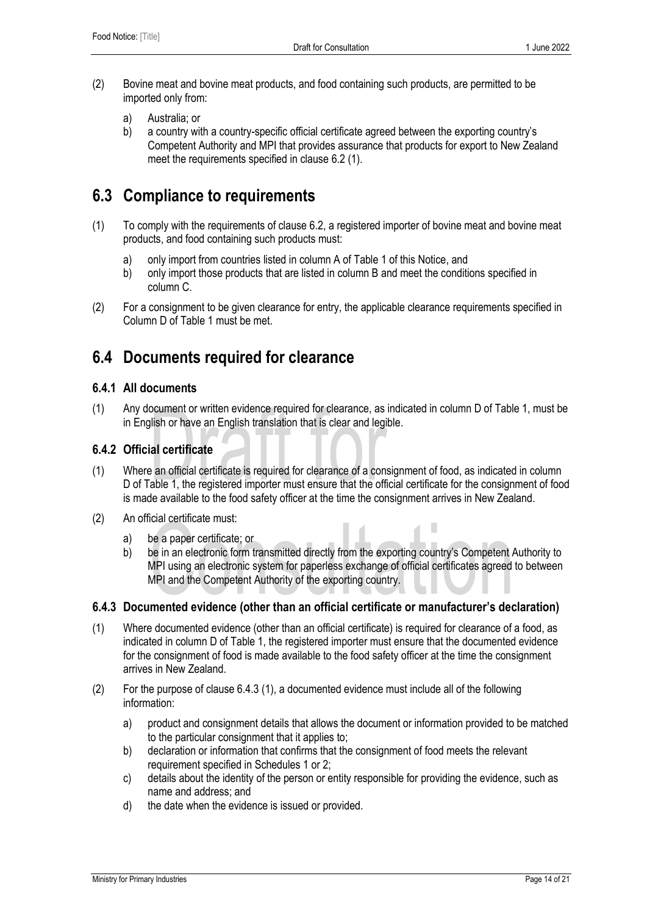(2) Bovine meat and bovine meat products, and food containing such products, are permitted to be imported only from:

   a) Australia; or
   b) a country with a country-specific official certificate agreed between the exporting country's Competent Authority and MPI that provides assurance that products for export to New Zealand meet the requirements specified in clause 6.2 (1).

## 6.3 Compliance to requirements

(1) To comply with the requirements of clause 6.2, a registered importer of bovine meat and bovine meat products, and food containing such products must:

   a) only import from countries listed in column A of Table 1 of this Notice, and
   b) only import those products that are listed in column B and meet the conditions specified in column C.

(2) For a consignment to be given clearance for entry, the applicable clearance requirements specified in Column D of Table 1 must be met.

## 6.4 Documents required for clearance

### 6.4.1 All documents

(1) Any document or written evidence required for clearance, as indicated in column D of Table 1, must be in English or have an English translation that is clear and legible.

### 6.4.2 Official certificate

(1) Where an official certificate is required for clearance of a consignment of food, as indicated in column D of Table 1, the registered importer must ensure that the official certificate for the consignment of food is made available to the food safety officer at the time the consignment arrives in New Zealand.

(2) An official certificate must:

   a) be a paper certificate; or
   b) be in an electronic form transmitted directly from the exporting country's Competent Authority to MPI using an electronic system for paperless exchange of official certificates agreed to between MPI and the Competent Authority of the exporting country.

### 6.4.3 Documented evidence (other than an official certificate or manufacturer's declaration)

(1) Where documented evidence (other than an official certificate) is required for clearance of a food, as indicated in column D of Table 1, the registered importer must ensure that the documented evidence for the consignment of food is made available to the food safety officer at the time the consignment arrives in New Zealand.

(2) For the purpose of clause 6.4.3 (1), a documented evidence must include all of the following information:

   a) product and consignment details that allows the document or information provided to be matched to the particular consignment that it applies to;
   b) declaration or information that confirms that the consignment of food meets the relevant requirement specified in Schedules 1 or 2;
   c) details about the identity of the person or entity responsible for providing the evidence, such as name and address; and
   d) the date when the evidence is issued or provided.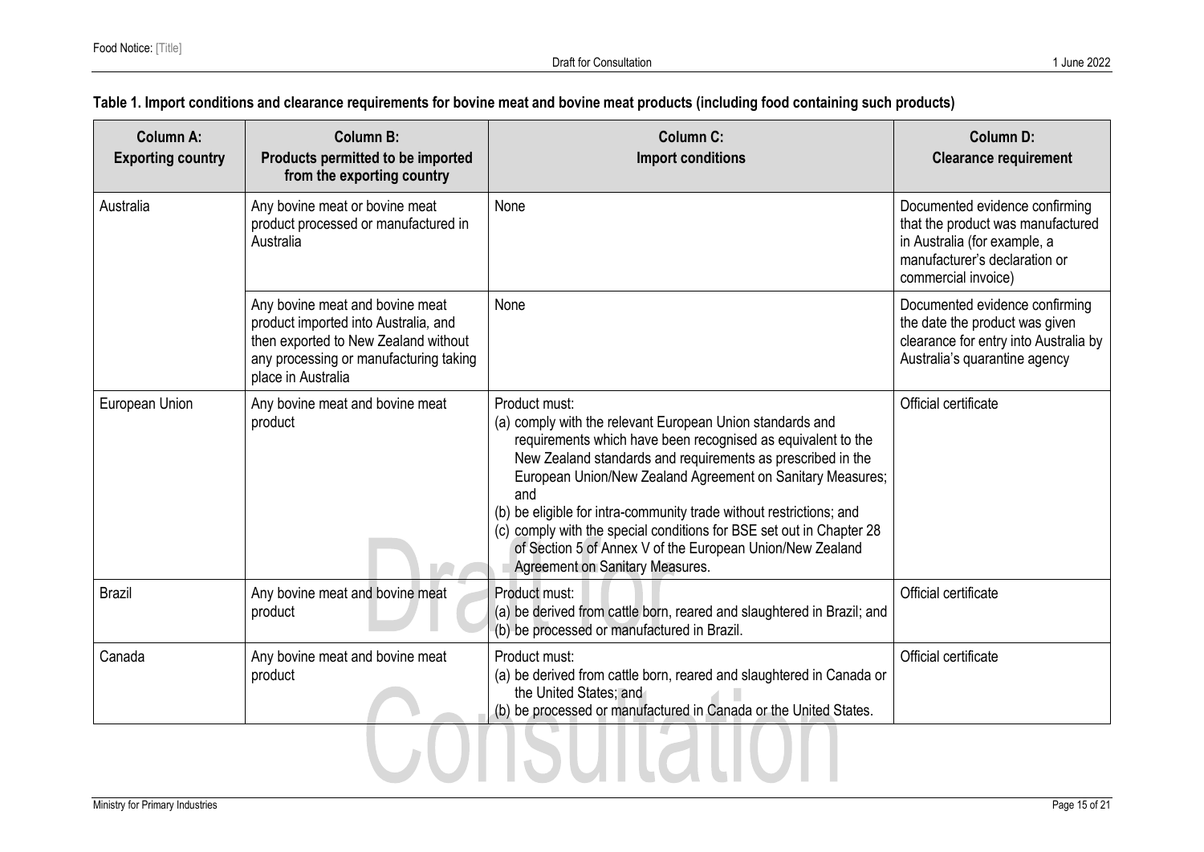**Table 1. Import conditions and clearance requirements for bovine meat and bovine meat products (including food containing such products)**

| Column A: Exporting country | Column B: Products permitted to be imported from the exporting country | Column C: Import conditions | Column D: Clearance requirement |
|---|---|---|---|
| Australia | Any bovine meat or bovine meat product processed or manufactured in Australia | None | Documented evidence confirming that the product was manufactured in Australia (for example, a manufacturer's declaration or commercial invoice) |
| | Any bovine meat and bovine meat product imported into Australia, and then exported to New Zealand without any processing or manufacturing taking place in Australia | None | Documented evidence confirming the date the product was given clearance for entry into Australia by Australia's quarantine agency |
| European Union | Any bovine meat and bovine meat product | Product must:<br>(a) comply with the relevant European Union standards and requirements which have been recognised as equivalent to the New Zealand standards and requirements as prescribed in the European Union/New Zealand Agreement on Sanitary Measures; and<br>(b) be eligible for intra-community trade without restrictions; and<br>(c) comply with the special conditions for BSE set out in Chapter 28 of Section 5 of Annex V of the European Union/New Zealand Agreement on Sanitary Measures. | Official certificate |
| Brazil | Any bovine meat and bovine meat product | Product must:<br>(a) be derived from cattle born, reared and slaughtered in Brazil; and<br>(b) be processed or manufactured in Brazil. | Official certificate |
| Canada | Any bovine meat and bovine meat product | Product must:<br>(a) be derived from cattle born, reared and slaughtered in Canada or the United States; and<br>(b) be processed or manufactured in Canada or the United States. | Official certificate |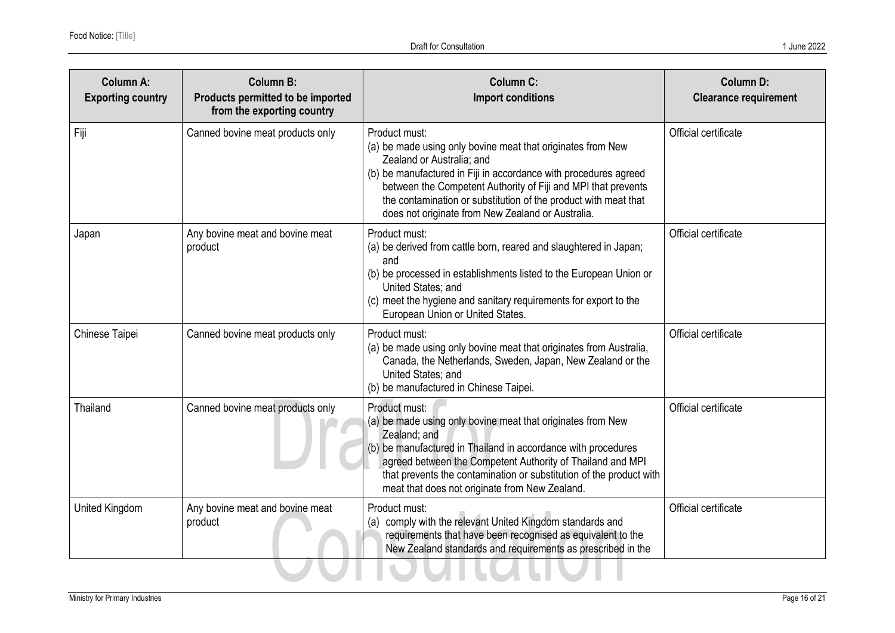| Column A: Exporting country | Column B: Products permitted to be imported from the exporting country | Column C: Import conditions | Column D: Clearance requirement |
|---|---|---|---|
| Fiji | Canned bovine meat products only | Product must:<br>(a) be made using only bovine meat that originates from New Zealand or Australia; and<br>(b) be manufactured in Fiji in accordance with procedures agreed between the Competent Authority of Fiji and MPI that prevents the contamination or substitution of the product with meat that does not originate from New Zealand or Australia. | Official certificate |
| Japan | Any bovine meat and bovine meat product | Product must:<br>(a) be derived from cattle born, reared and slaughtered in Japan; and<br>(b) be processed in establishments listed to the European Union or United States; and<br>(c) meet the hygiene and sanitary requirements for export to the European Union or United States. | Official certificate |
| Chinese Taipei | Canned bovine meat products only | Product must:<br>(a) be made using only bovine meat that originates from Australia, Canada, the Netherlands, Sweden, Japan, New Zealand or the United States; and<br>(b) be manufactured in Chinese Taipei. | Official certificate |
| Thailand | Canned bovine meat products only | Product must:<br>(a) be made using only bovine meat that originates from New Zealand; and<br>(b) be manufactured in Thailand in accordance with procedures agreed between the Competent Authority of Thailand and MPI that prevents the contamination or substitution of the product with meat that does not originate from New Zealand. | Official certificate |
| United Kingdom | Any bovine meat and bovine meat product | Product must:<br>(a) comply with the relevant United Kingdom standards and requirements that have been recognised as equivalent to the New Zealand standards and requirements as prescribed in the | Official certificate |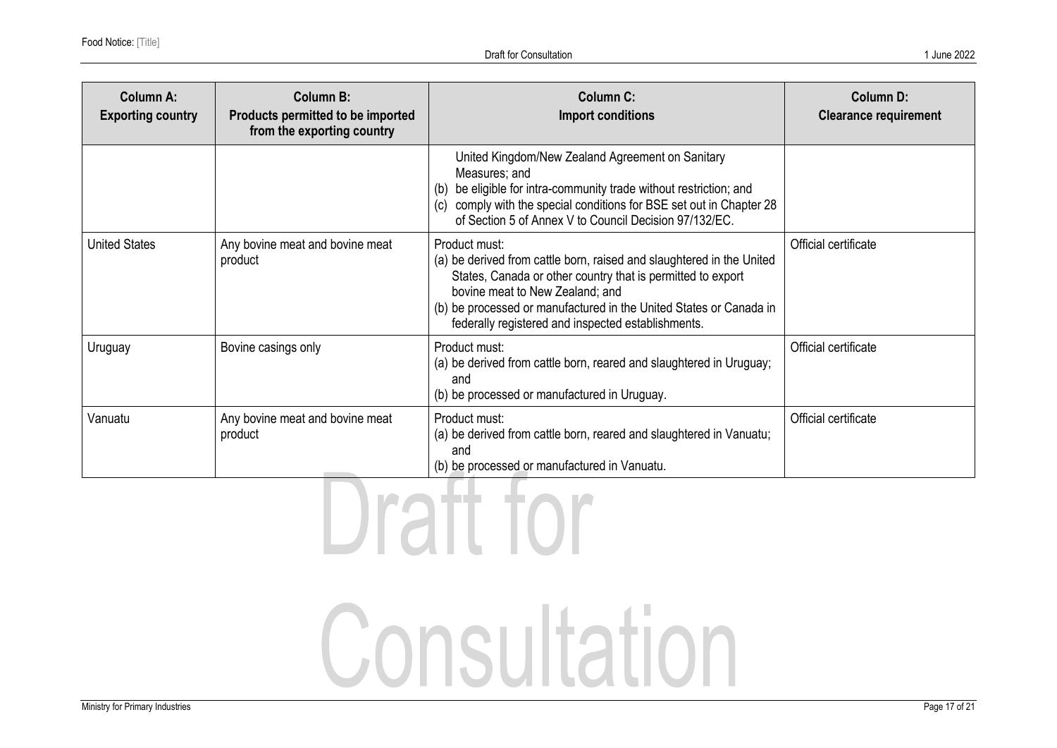| Column A: Exporting country | Column B: Products permitted to be imported from the exporting country | Column C: Import conditions | Column D: Clearance requirement |
|---|---|---|---|
| | | United Kingdom/New Zealand Agreement on Sanitary Measures; and<br>(b) be eligible for intra-community trade without restriction; and<br>(c) comply with the special conditions for BSE set out in Chapter 28 of Section 5 of Annex V to Council Decision 97/132/EC. | |
| United States | Any bovine meat and bovine meat product | Product must:<br>(a) be derived from cattle born, raised and slaughtered in the United States, Canada or other country that is permitted to export bovine meat to New Zealand; and<br>(b) be processed or manufactured in the United States or Canada in federally registered and inspected establishments. | Official certificate |
| Uruguay | Bovine casings only | Product must:<br>(a) be derived from cattle born, reared and slaughtered in Uruguay; and<br>(b) be processed or manufactured in Uruguay. | Official certificate |
| Vanuatu | Any bovine meat and bovine meat product | Product must:<br>(a) be derived from cattle born, reared and slaughtered in Vanuatu; and<br>(b) be processed or manufactured in Vanuatu. | Official certificate |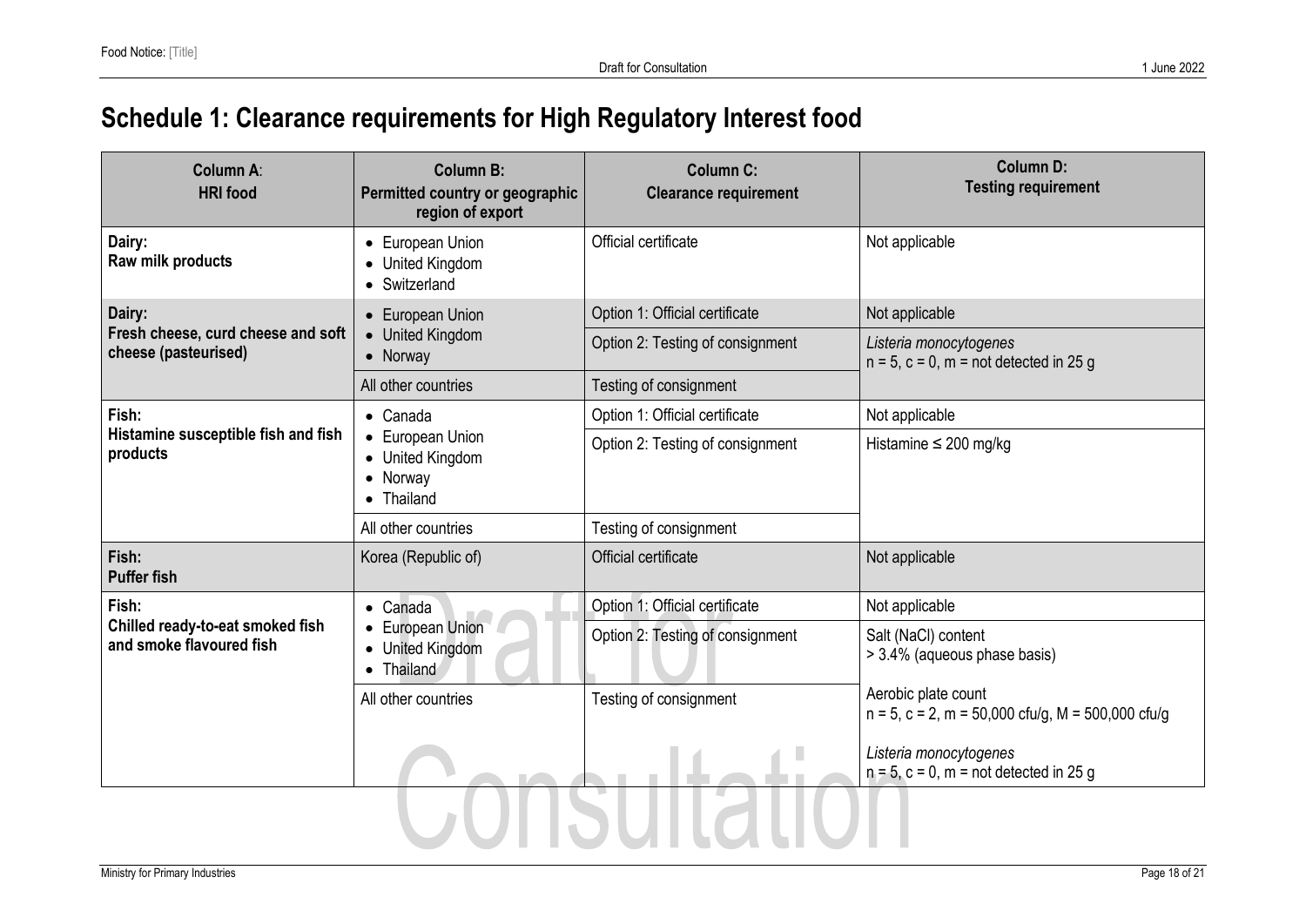# Schedule 1: Clearance requirements for High Regulatory Interest food

| Column A: HRI food | Column B: Permitted country or geographic region of export | Column C: Clearance requirement | Column D: Testing requirement |
|---|---|---|---|
| **Dairy: Raw milk products** | • European Union • United Kingdom • Switzerland | Official certificate | Not applicable |
| **Dairy: Fresh cheese, curd cheese and soft cheese (pasteurised)** | • European Union • United Kingdom • Norway | Option 1: Official certificate | Not applicable |
| | | Option 2: Testing of consignment | *Listeria monocytogenes* n = 5, c = 0, m = not detected in 25 g |
| | All other countries | Testing of consignment | |
| **Fish: Histamine susceptible fish and fish products** | • Canada • European Union • United Kingdom • Norway • Thailand | Option 1: Official certificate | Not applicable |
| | | Option 2: Testing of consignment | Histamine ≤ 200 mg/kg |
| | All other countries | Testing of consignment | |
| **Fish: Puffer fish** | Korea (Republic of) | Official certificate | Not applicable |
| **Fish: Chilled ready-to-eat smoked fish and smoke flavoured fish** | • Canada • European Union • United Kingdom • Thailand | Option 1: Official certificate | Not applicable |
| | | Option 2: Testing of consignment | Salt (NaCl) content > 3.4% (aqueous phase basis) Aerobic plate count n = 5, c = 2, m = 50,000 cfu/g, M = 500,000 cfu/g *Listeria monocytogenes* n = 5, c = 0, m = not detected in 25 g |
| | All other countries | Testing of consignment | |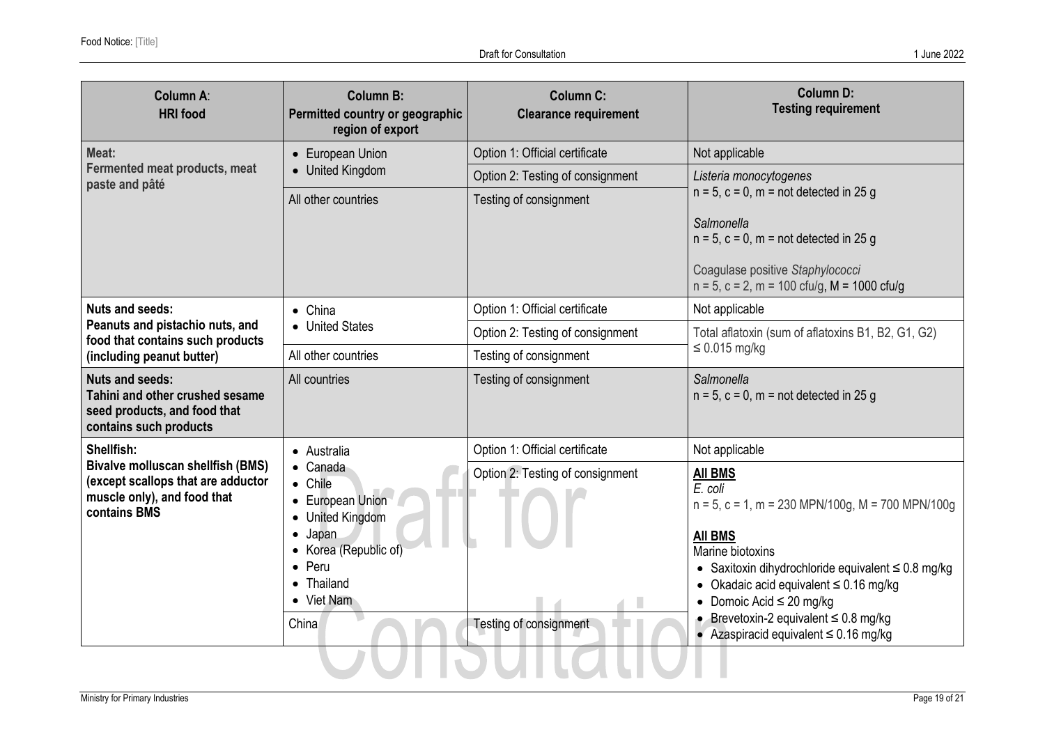| Column A: HRI food | Column B: Permitted country or geographic region of export | Column C: Clearance requirement | Column D: Testing requirement |
| --- | --- | --- | --- |
| **Meat:** **Fermented meat products, meat paste and pâté** | • European Union<br>• United Kingdom | Option 1: Official certificate | Not applicable |
| | | Option 2: Testing of consignment | *Listeria monocytogenes*<br>n = 5, c = 0, m = not detected in 25 g<br><br>*Salmonella*<br>n = 5, c = 0, m = not detected in 25 g<br><br>Coagulase positive *Staphylococci*<br>n = 5, c = 2, m = 100 cfu/g, M = 1000 cfu/g |
| | All other countries | Testing of consignment | |
| **Nuts and seeds:** **Peanuts and pistachio nuts, and food that contains such products (including peanut butter)** | • China<br>• United States | Option 1: Official certificate | Not applicable |
| | | Option 2: Testing of consignment | Total aflatoxin (sum of aflatoxins B1, B2, G1, G2) ≤ 0.015 mg/kg |
| | All other countries | Testing of consignment | |
| **Nuts and seeds:** **Tahini and other crushed sesame seed products, and food that contains such products** | All countries | Testing of consignment | *Salmonella*<br>n = 5, c = 0, m = not detected in 25 g |
| **Shellfish:** **Bivalve molluscan shellfish (BMS) (except scallops that are adductor muscle only), and food that contains BMS** | • Australia<br>• Canada<br>• Chile<br>• European Union<br>• United Kingdom<br>• Japan<br>• Korea (Republic of)<br>• Peru<br>• Thailand<br>• Viet Nam | Option 1: Official certificate | Not applicable |
| | | Option 2: Testing of consignment | **<u>All BMS</u>**<br>*E. coli*<br>n = 5, c = 1, m = 230 MPN/100g, M = 700 MPN/100g<br><br>**<u>All BMS</u>**<br>Marine biotoxins<br>• Saxitoxin dihydrochloride equivalent ≤ 0.8 mg/kg<br>• Okadaic acid equivalent ≤ 0.16 mg/kg<br>• Domoic Acid ≤ 20 mg/kg<br>• Brevetoxin-2 equivalent ≤ 0.8 mg/kg<br>• Azaspiracid equivalent ≤ 0.16 mg/kg |
| | China | Testing of consignment | |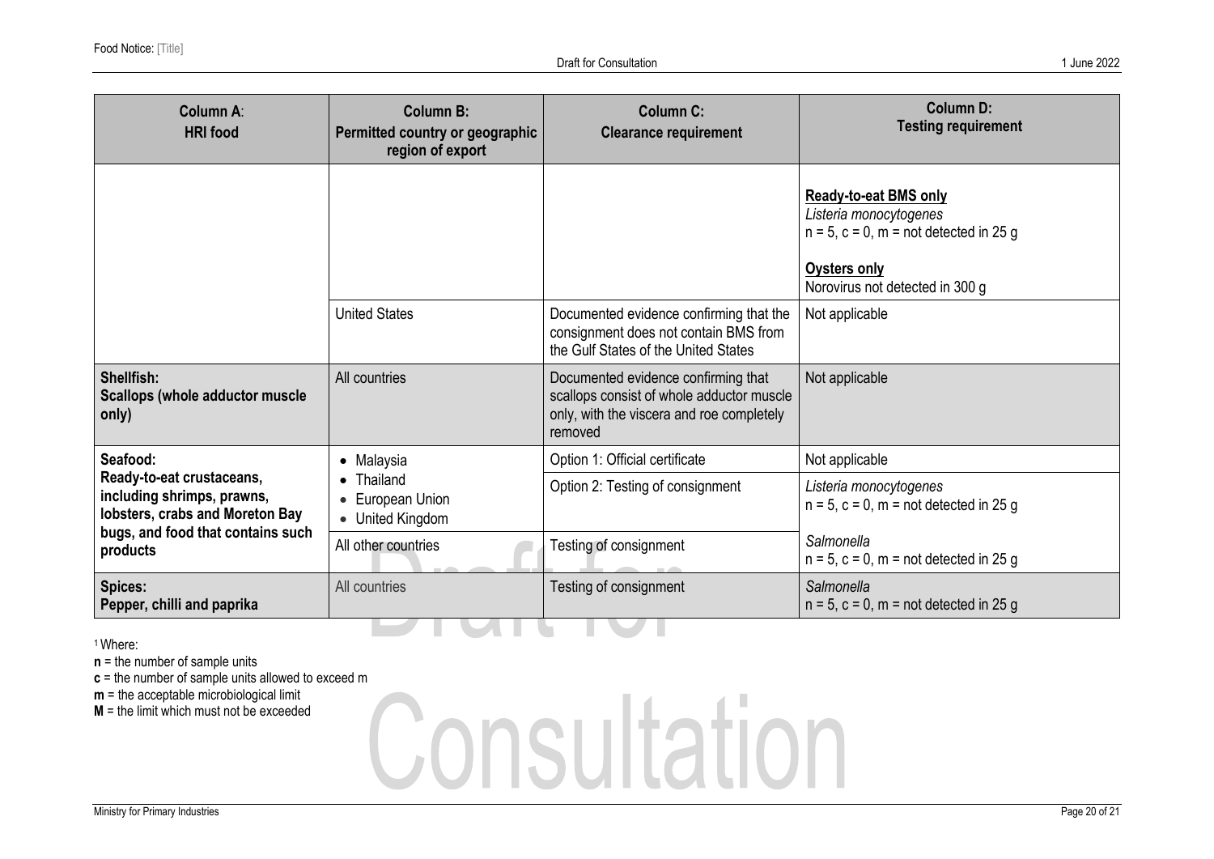| Column A: HRI food | Column B: Permitted country or geographic region of export | Column C: Clearance requirement | Column D: Testing requirement |
|---|---|---|---|
| | | | **Ready-to-eat BMS only** <br> *Listeria monocytogenes* <br> n = 5, c = 0, m = not detected in 25 g <br><br> **Oysters only** <br> Norovirus not detected in 300 g |
| | United States | Documented evidence confirming that the consignment does not contain BMS from the Gulf States of the United States | Not applicable |
| **Shellfish: Scallops (whole adductor muscle only)** | All countries | Documented evidence confirming that scallops consist of whole adductor muscle only, with the viscera and roe completely removed | Not applicable |
| **Seafood: Ready-to-eat crustaceans, including shrimps, prawns, lobsters, crabs and Moreton Bay bugs, and food that contains such products** | • Malaysia <br> • Thailand <br> • European Union <br> • United Kingdom | Option 1: Official certificate | Not applicable |
| | | Option 2: Testing of consignment | *Listeria monocytogenes* <br> n = 5, c = 0, m = not detected in 25 g <br><br> *Salmonella* <br> n = 5, c = 0, m = not detected in 25 g |
| | All other countries | Testing of consignment | |
| **Spices: Pepper, chilli and paprika** | All countries | Testing of consignment | *Salmonella* <br> n = 5, c = 0, m = not detected in 25 g |

[1] Where:

**n** = the number of sample units

**c** = the number of sample units allowed to exceed m

**m** = the acceptable microbiological limit

**M** = the limit which must not be exceeded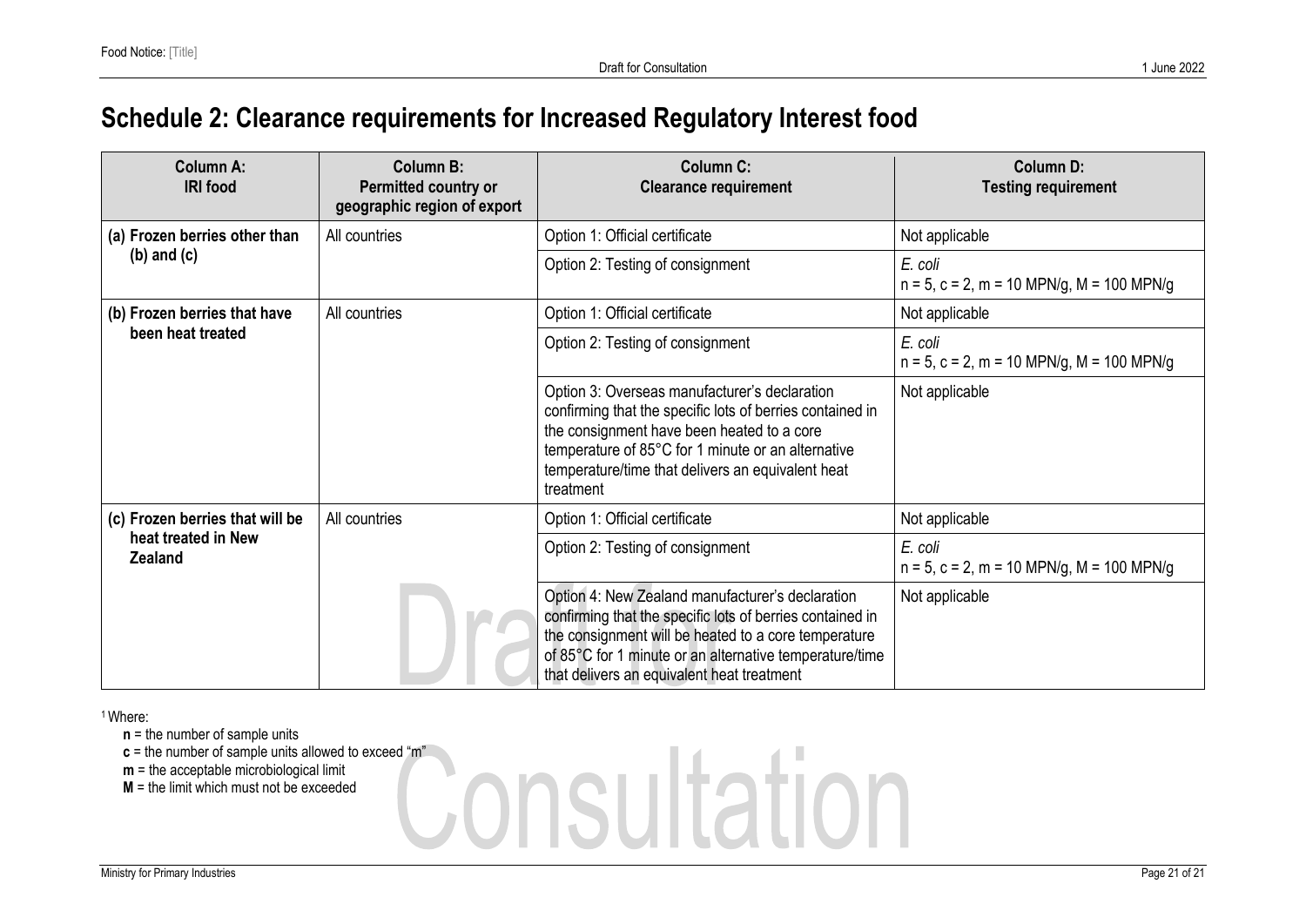## Schedule 2: Clearance requirements for Increased Regulatory Interest food

| Column A: IRI food | Column B: Permitted country or geographic region of export | Column C: Clearance requirement | Column D: Testing requirement |
|---|---|---|---|
| **(a) Frozen berries other than (b) and (c)** | All countries | Option 1: Official certificate | Not applicable |
| | | Option 2: Testing of consignment | *E. coli* n = 5, c = 2, m = 10 MPN/g, M = 100 MPN/g |
| **(b) Frozen berries that have been heat treated** | All countries | Option 1: Official certificate | Not applicable |
| | | Option 2: Testing of consignment | *E. coli* n = 5, c = 2, m = 10 MPN/g, M = 100 MPN/g |
| | | Option 3: Overseas manufacturer's declaration confirming that the specific lots of berries contained in the consignment have been heated to a core temperature of 85°C for 1 minute or an alternative temperature/time that delivers an equivalent heat treatment | Not applicable |
| **(c) Frozen berries that will be heat treated in New Zealand** | All countries | Option 1: Official certificate | Not applicable |
| | | Option 2: Testing of consignment | *E. coli* n = 5, c = 2, m = 10 MPN/g, M = 100 MPN/g |
| | | Option 4: New Zealand manufacturer's declaration confirming that the specific lots of berries contained in the consignment will be heated to a core temperature of 85°C for 1 minute or an alternative temperature/time that delivers an equivalent heat treatment | Not applicable |

[1] Where:

- **n** = the number of sample units
- **c** = the number of sample units allowed to exceed "m"
- **m** = the acceptable microbiological limit
- **M** = the limit which must not be exceeded